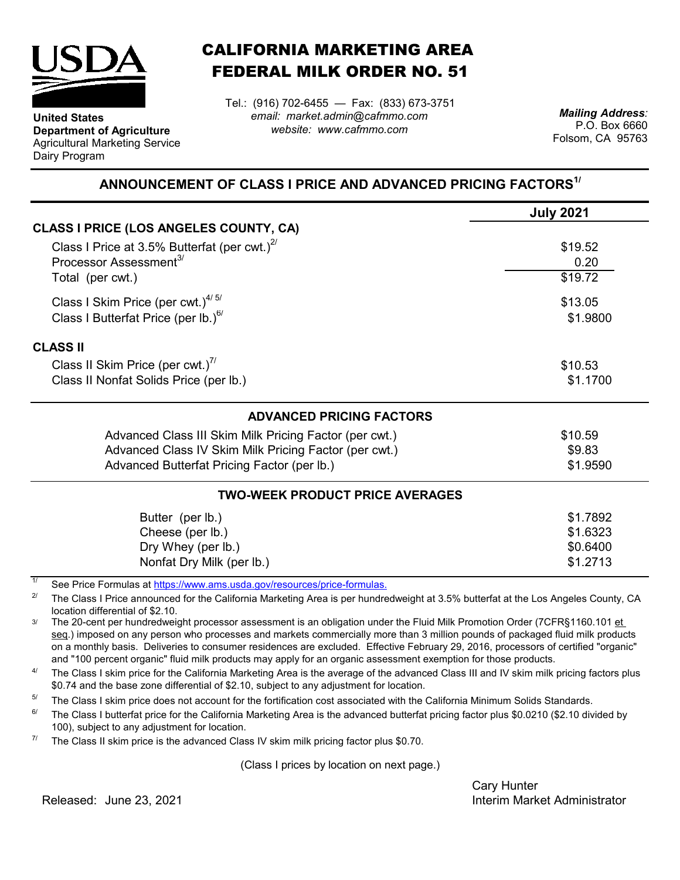**United States Department of Agriculture**
Agricultural Marketing Service
Dairy Program

# CALIFORNIA MARKETING AREA
# FEDERAL MILK ORDER NO. 51

Tel.: (916) 702-6455 — Fax: (833) 673-3751
*email: market.admin@cafmmo.com*
*website: www.cafmmo.com*

*Mailing Address:*
P.O. Box 6660
Folsom, CA 95763

## ANNOUNCEMENT OF CLASS I PRICE AND ADVANCED PRICING FACTORS[1/]

| | July 2021 |
|---|---|
| **CLASS I PRICE (LOS ANGELES COUNTY, CA)** | |
| Class I Price at 3.5% Butterfat (per cwt.)[2/] | $19.52 |
| Processor Assessment[3/] | 0.20 |
| Total (per cwt.) | $19.72 |
| Class I Skim Price (per cwt.)[4/ 5/] | $13.05 |
| Class I Butterfat Price (per lb.)[6/] | $1.9800 |
| **CLASS II** | |
| Class II Skim Price (per cwt.)[7/] | $10.53 |
| Class II Nonfat Solids Price (per lb.) | $1.1700 |

### ADVANCED PRICING FACTORS

| | |
|---|---|
| Advanced Class III Skim Milk Pricing Factor (per cwt.) | $10.59 |
| Advanced Class IV Skim Milk Pricing Factor (per cwt.) | $9.83 |
| Advanced Butterfat Pricing Factor (per lb.) | $1.9590 |

### TWO-WEEK PRODUCT PRICE AVERAGES

| | |
|---|---|
| Butter (per lb.) | $1.7892 |
| Cheese (per lb.) | $1.6323 |
| Dry Whey (per lb.) | $0.6400 |
| Nonfat Dry Milk (per lb.) | $1.2713 |

[1/] See Price Formulas at https://www.ams.usda.gov/resources/price-formulas.

[2/] The Class I Price announced for the California Marketing Area is per hundredweight at 3.5% butterfat at the Los Angeles County, CA location differential of $2.10.

[3/] The 20-cent per hundredweight processor assessment is an obligation under the Fluid Milk Promotion Order (7CFR§1160.101 et seq.) imposed on any person who processes and markets commercially more than 3 million pounds of packaged fluid milk products on a monthly basis. Deliveries to consumer residences are excluded. Effective February 29, 2016, processors of certified "organic" and "100 percent organic" fluid milk products may apply for an organic assessment exemption for those products.

[4/] The Class I skim price for the California Marketing Area is the average of the advanced Class III and IV skim milk pricing factors plus $0.74 and the base zone differential of $2.10, subject to any adjustment for location.

[5/] The Class I skim price does not account for the fortification cost associated with the California Minimum Solids Standards.

[6/] The Class I butterfat price for the California Marketing Area is the advanced butterfat pricing factor plus $0.0210 ($2.10 divided by 100), subject to any adjustment for location.

[7/] The Class II skim price is the advanced Class IV skim milk pricing factor plus $0.70.

(Class I prices by location on next page.)

Released: June 23, 2021

Cary Hunter
Interim Market Administrator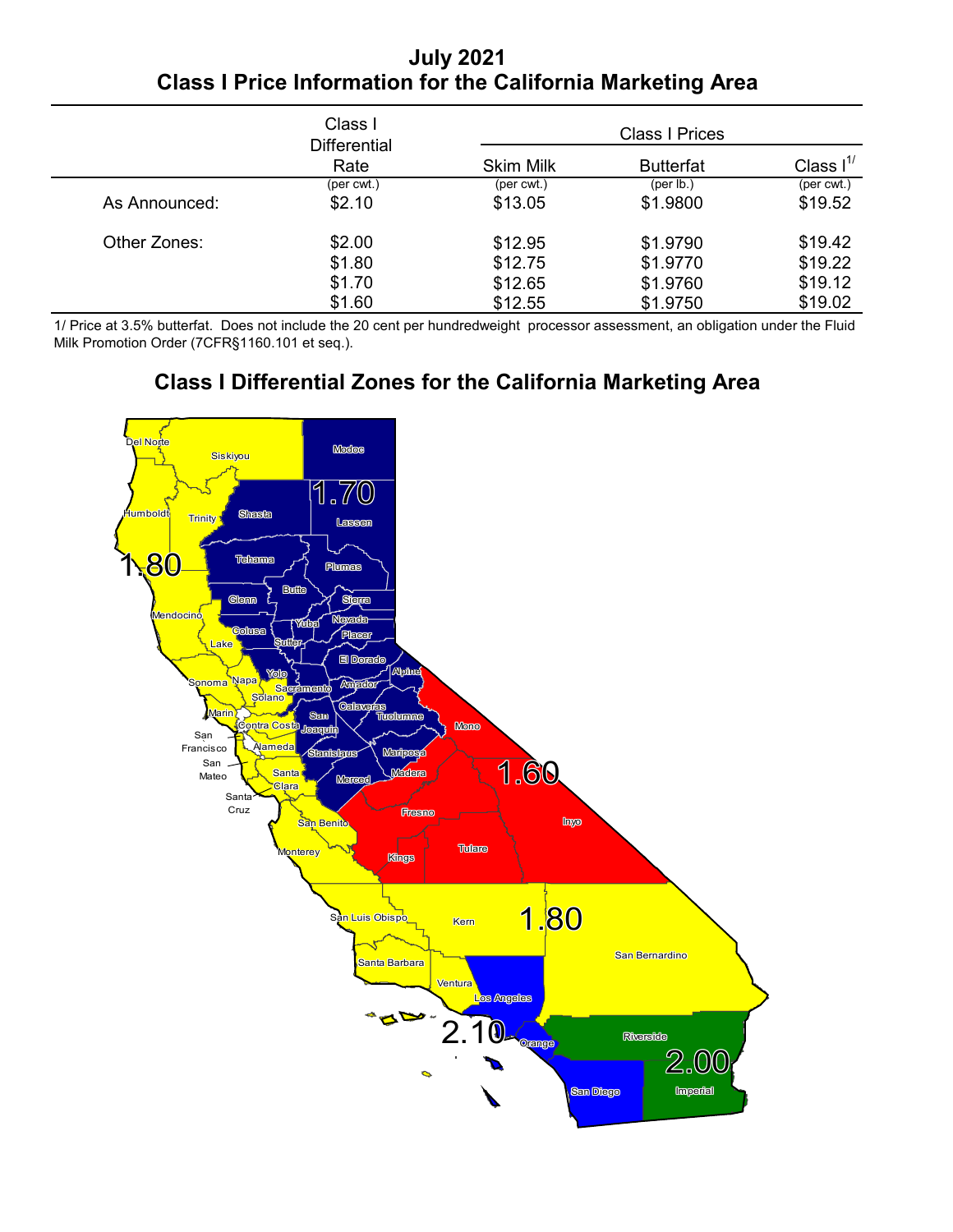# July 2021
# Class I Price Information for the California Marketing Area

| | Class I Differential Rate | Class I Prices | | |
|---|---|---|---|---|
| | | Skim Milk | Butterfat | Class I[1/] |
| | (per cwt.) | (per cwt.) | (per lb.) | (per cwt.) |
| As Announced: | $2.10 | $13.05 | $1.9800 | $19.52 |
| Other Zones: | $2.00 | $12.95 | $1.9790 | $19.42 |
| | $1.80 | $12.75 | $1.9770 | $19.22 |
| | $1.70 | $12.65 | $1.9760 | $19.12 |
| | $1.60 | $12.55 | $1.9750 | $19.02 |

1/ Price at 3.5% butterfat. Does not include the 20 cent per hundredweight processor assessment, an obligation under the Fluid Milk Promotion Order (7CFR§1160.101 et seq.).

## Class I Differential Zones for the California Marketing Area

Del Norte
Siskiyou
Modoc
1.70
Humboldt
Trinity
Shasta
Lassen
1.80
Tehama
Plumas
Butte
Glenn
Sierra
Mendocino
Yuba
Nevada
Colusa
Placer
Lake
Sutter
El Dorado
Yolo
Alpine
Sonoma
Napa
Sacramento
Amador
Solano
Calaveras
Marin
San Joaquin
Tuolumne
Contra Costa
Mono
San Francisco
Alameda
Stanislaus
Mariposa
San Mateo
Santa Clara
Madera
1.60
Merced
Santa Cruz
Fresno
San Benito
Inyo
Monterey
Tulare
Kings
San Luis Obispo
Kern
1.80
San Bernardino
Santa Barbara
Ventura
Los Angeles
2.10
Orange
Riverside
2.00
San Diego
Imperial